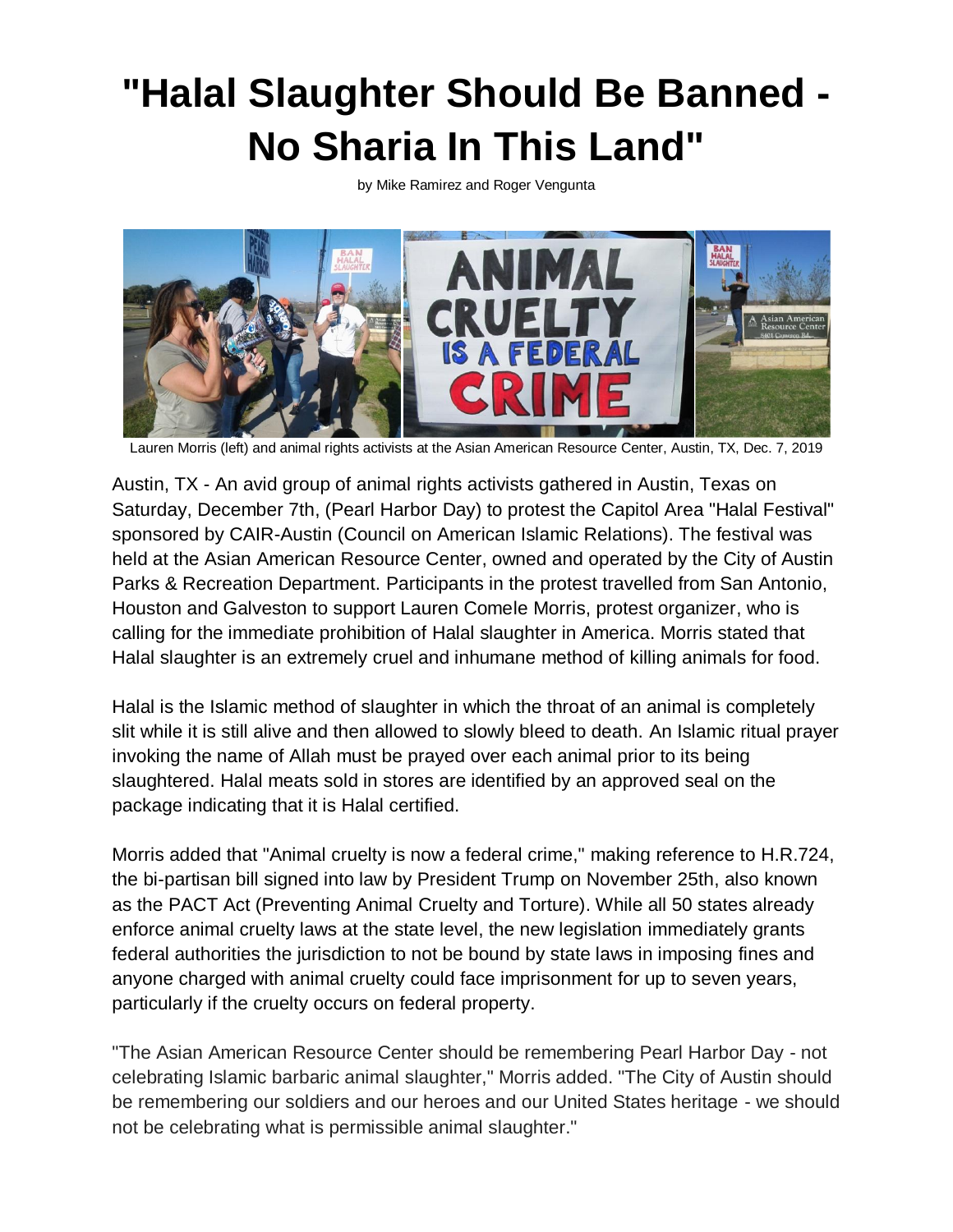# "Halal Slaughter Should Be Banned - No Sharia In This Land"

by Mike Ramirez and Roger Vengunta

Lauren Morris (left) and animal rights activists at the Asian American Resource Center, Austin, TX, Dec. 7, 2019

Austin, TX - An avid group of animal rights activists gathered in Austin, Texas on Saturday, December 7th, (Pearl Harbor Day) to protest the Capitol Area "Halal Festival" sponsored by CAIR-Austin (Council on American Islamic Relations). The festival was held at the Asian American Resource Center, owned and operated by the City of Austin Parks & Recreation Department. Participants in the protest travelled from San Antonio, Houston and Galveston to support Lauren Comele Morris, protest organizer, who is calling for the immediate prohibition of Halal slaughter in America. Morris stated that Halal slaughter is an extremely cruel and inhumane method of killing animals for food.

Halal is the Islamic method of slaughter in which the throat of an animal is completely slit while it is still alive and then allowed to slowly bleed to death. An Islamic ritual prayer invoking the name of Allah must be prayed over each animal prior to its being slaughtered. Halal meats sold in stores are identified by an approved seal on the package indicating that it is Halal certified.

Morris added that "Animal cruelty is now a federal crime," making reference to H.R.724, the bi-partisan bill signed into law by President Trump on November 25th, also known as the PACT Act (Preventing Animal Cruelty and Torture). While all 50 states already enforce animal cruelty laws at the state level, the new legislation immediately grants federal authorities the jurisdiction to not be bound by state laws in imposing fines and anyone charged with animal cruelty could face imprisonment for up to seven years, particularly if the cruelty occurs on federal property.

"The Asian American Resource Center should be remembering Pearl Harbor Day - not celebrating Islamic barbaric animal slaughter," Morris added. "The City of Austin should be remembering our soldiers and our heroes and our United States heritage - we should not be celebrating what is permissible animal slaughter."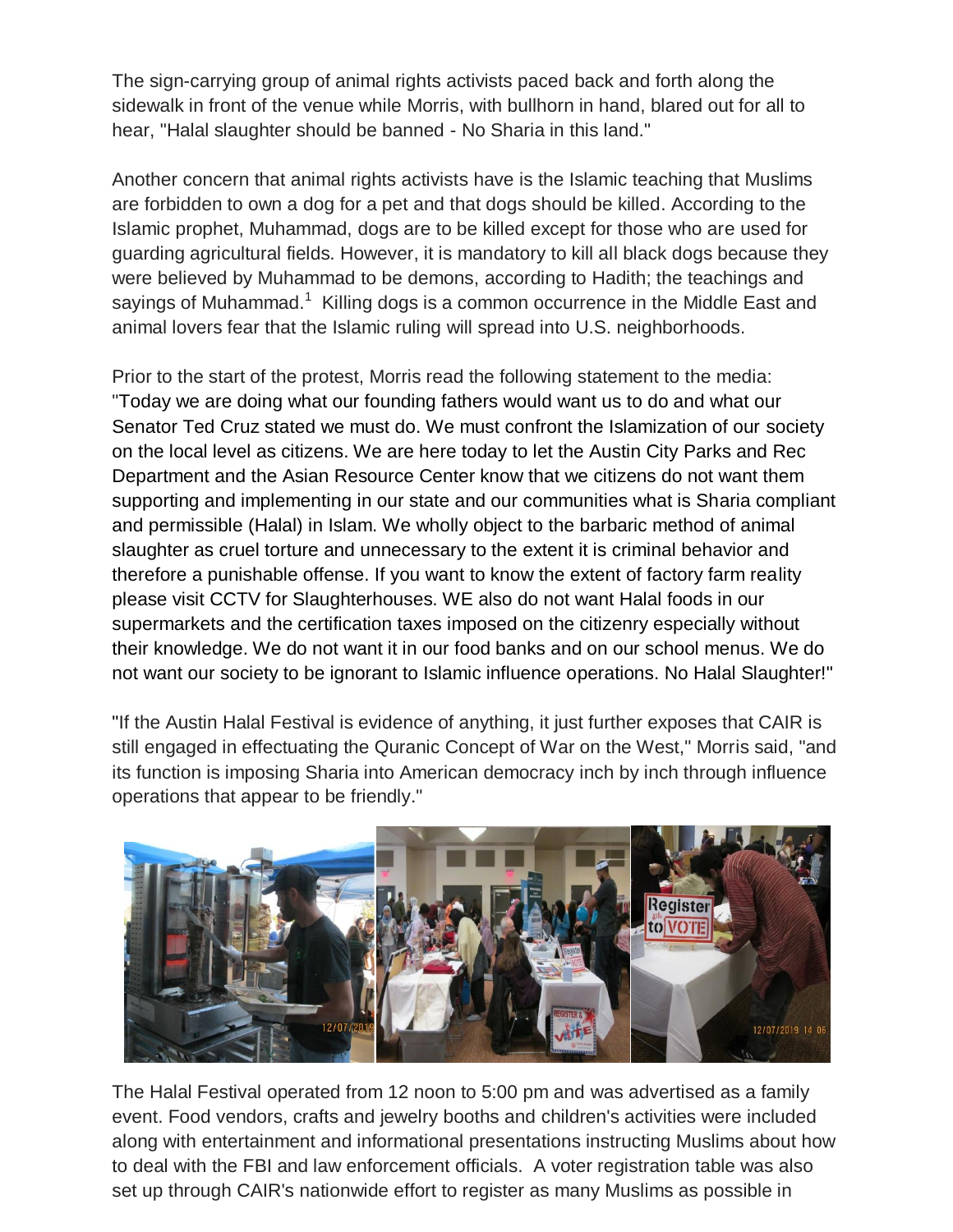The sign-carrying group of animal rights activists paced back and forth along the sidewalk in front of the venue while Morris, with bullhorn in hand, blared out for all to hear, "Halal slaughter should be banned - No Sharia in this land."

Another concern that animal rights activists have is the Islamic teaching that Muslims are forbidden to own a dog for a pet and that dogs should be killed. According to the Islamic prophet, Muhammad, dogs are to be killed except for those who are used for guarding agricultural fields. However, it is mandatory to kill all black dogs because they were believed by Muhammad to be demons, according to Hadith; the teachings and sayings of Muhammad.[1] Killing dogs is a common occurrence in the Middle East and animal lovers fear that the Islamic ruling will spread into U.S. neighborhoods.

Prior to the start of the protest, Morris read the following statement to the media: "Today we are doing what our founding fathers would want us to do and what our Senator Ted Cruz stated we must do. We must confront the Islamization of our society on the local level as citizens. We are here today to let the Austin City Parks and Rec Department and the Asian Resource Center know that we citizens do not want them supporting and implementing in our state and our communities what is Sharia compliant and permissible (Halal) in Islam. We wholly object to the barbaric method of animal slaughter as cruel torture and unnecessary to the extent it is criminal behavior and therefore a punishable offense. If you want to know the extent of factory farm reality please visit CCTV for Slaughterhouses. WE also do not want Halal foods in our supermarkets and the certification taxes imposed on the citizenry especially without their knowledge. We do not want it in our food banks and on our school menus. We do not want our society to be ignorant to Islamic influence operations. No Halal Slaughter!"

"If the Austin Halal Festival is evidence of anything, it just further exposes that CAIR is still engaged in effectuating the Quranic Concept of War on the West," Morris said, "and its function is imposing Sharia into American democracy inch by inch through influence operations that appear to be friendly."

The Halal Festival operated from 12 noon to 5:00 pm and was advertised as a family event. Food vendors, crafts and jewelry booths and children's activities were included along with entertainment and informational presentations instructing Muslims about how to deal with the FBI and law enforcement officials. A voter registration table was also set up through CAIR's nationwide effort to register as many Muslims as possible in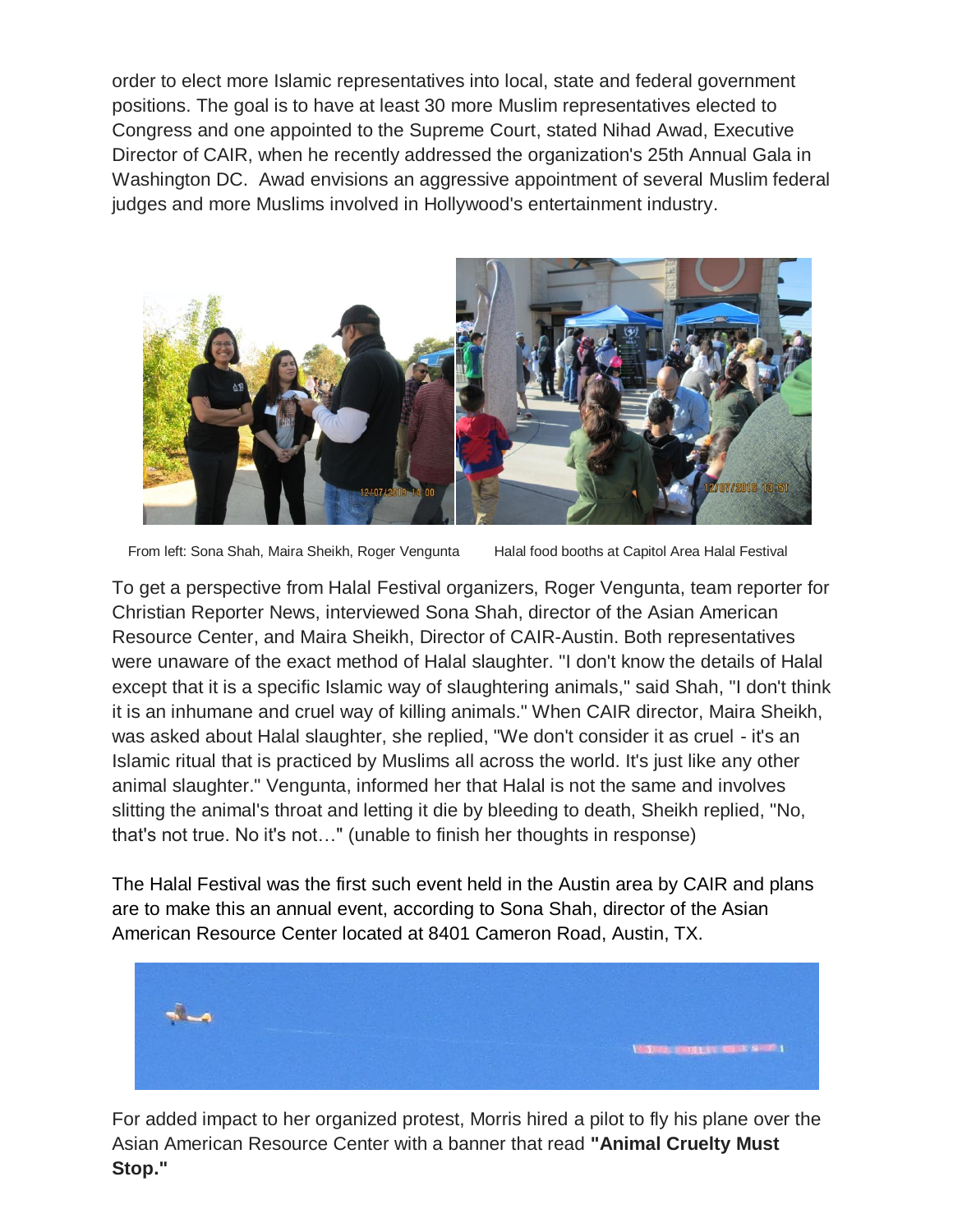order to elect more Islamic representatives into local, state and federal government positions. The goal is to have at least 30 more Muslim representatives elected to Congress and one appointed to the Supreme Court, stated Nihad Awad, Executive Director of CAIR, when he recently addressed the organization's 25th Annual Gala in Washington DC. Awad envisions an aggressive appointment of several Muslim federal judges and more Muslims involved in Hollywood's entertainment industry.

From left: Sona Shah, Maira Sheikh, Roger Vengunta

Halal food booths at Capitol Area Halal Festival

To get a perspective from Halal Festival organizers, Roger Vengunta, team reporter for Christian Reporter News, interviewed Sona Shah, director of the Asian American Resource Center, and Maira Sheikh, Director of CAIR-Austin. Both representatives were unaware of the exact method of Halal slaughter. "I don't know the details of Halal except that it is a specific Islamic way of slaughtering animals," said Shah, "I don't think it is an inhumane and cruel way of killing animals." When CAIR director, Maira Sheikh, was asked about Halal slaughter, she replied, "We don't consider it as cruel - it's an Islamic ritual that is practiced by Muslims all across the world. It's just like any other animal slaughter." Vengunta, informed her that Halal is not the same and involves slitting the animal's throat and letting it die by bleeding to death, Sheikh replied, "No, that's not true. No it's not…" (unable to finish her thoughts in response)

The Halal Festival was the first such event held in the Austin area by CAIR and plans are to make this an annual event, according to Sona Shah, director of the Asian American Resource Center located at 8401 Cameron Road, Austin, TX.

For added impact to her organized protest, Morris hired a pilot to fly his plane over the Asian American Resource Center with a banner that read **"Animal Cruelty Must Stop."**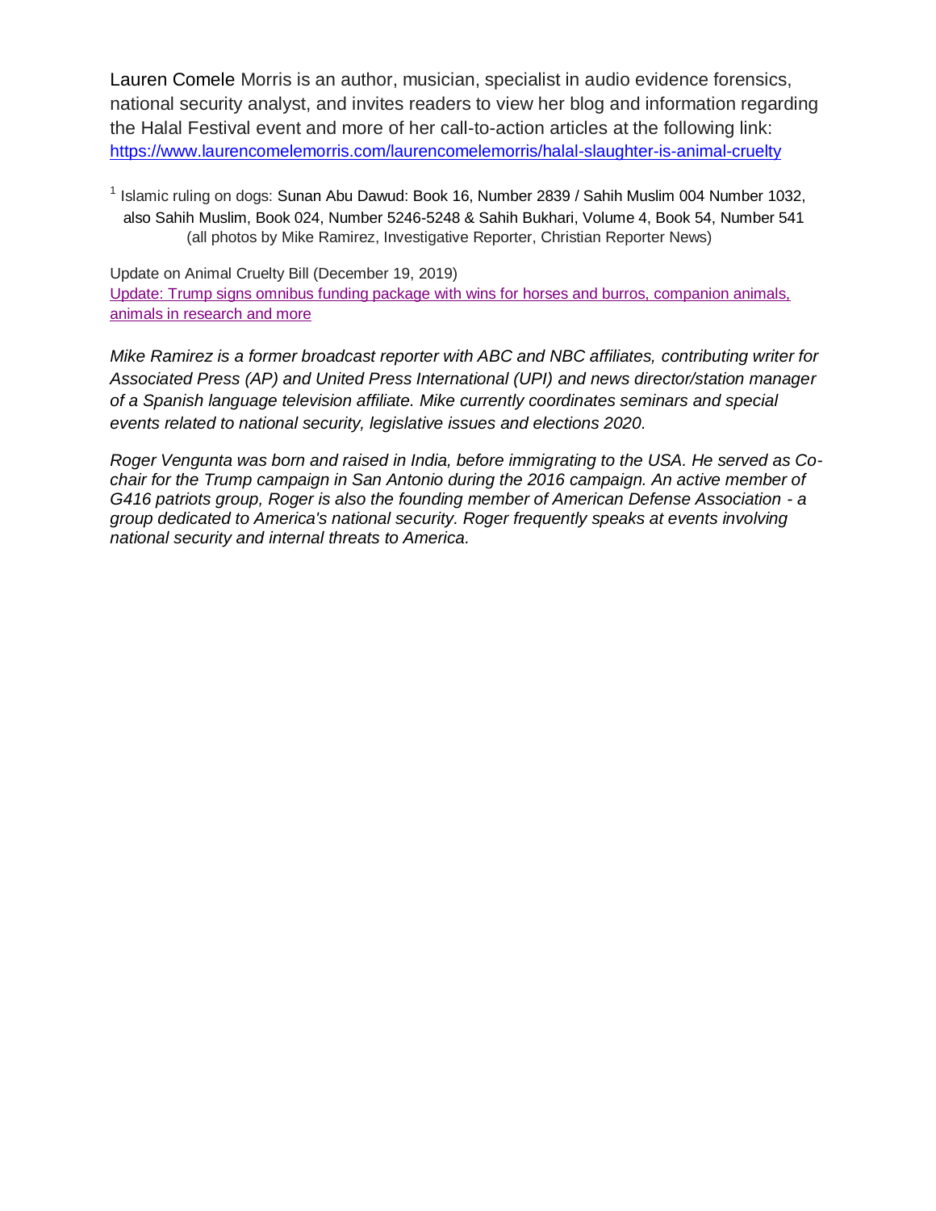Lauren Comele Morris is an author, musician, specialist in audio evidence forensics, national security analyst, and invites readers to view her blog and information regarding the Halal Festival event and more of her call-to-action articles at the following link: [https://www.laurencomelemorris.com/laurencomelemorris/halal-slaughter-is-animal-cruelty](https://www.laurencomelemorris.com/laurencomelemorris/halal-slaughter-is-animal-cruelty)

[1] Islamic ruling on dogs: Sunan Abu Dawud: Book 16, Number 2839 / Sahih Muslim 004 Number 1032, also Sahih Muslim, Book 024, Number 5246-5248 & Sahih Bukhari, Volume 4, Book 54, Number 541 (all photos by Mike Ramirez, Investigative Reporter, Christian Reporter News)

Update on Animal Cruelty Bill (December 19, 2019)
Update: Trump signs omnibus funding package with wins for horses and burros, companion animals, animals in research and more

*Mike Ramirez is a former broadcast reporter with ABC and NBC affiliates, contributing writer for Associated Press (AP) and United Press International (UPI) and news director/station manager of a Spanish language television affiliate. Mike currently coordinates seminars and special events related to national security, legislative issues and elections 2020.*

*Roger Vengunta was born and raised in India, before immigrating to the USA. He served as Co-chair for the Trump campaign in San Antonio during the 2016 campaign. An active member of G416 patriots group, Roger is also the founding member of American Defense Association - a group dedicated to America's national security. Roger frequently speaks at events involving national security and internal threats to America.*